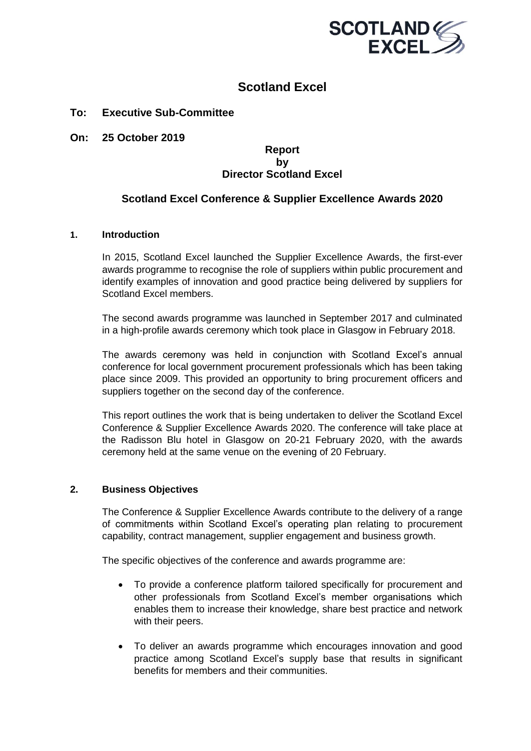# Scotland Excel

**To: Executive Sub-Committee**

**On: 25 October 2019**

**Report**
**by**
**Director Scotland Excel**

## Scotland Excel Conference & Supplier Excellence Awards 2020

### 1. Introduction

In 2015, Scotland Excel launched the Supplier Excellence Awards, the first-ever awards programme to recognise the role of suppliers within public procurement and identify examples of innovation and good practice being delivered by suppliers for Scotland Excel members.

The second awards programme was launched in September 2017 and culminated in a high-profile awards ceremony which took place in Glasgow in February 2018.

The awards ceremony was held in conjunction with Scotland Excel's annual conference for local government procurement professionals which has been taking place since 2009. This provided an opportunity to bring procurement officers and suppliers together on the second day of the conference.

This report outlines the work that is being undertaken to deliver the Scotland Excel Conference & Supplier Excellence Awards 2020. The conference will take place at the Radisson Blu hotel in Glasgow on 20-21 February 2020, with the awards ceremony held at the same venue on the evening of 20 February.

### 2. Business Objectives

The Conference & Supplier Excellence Awards contribute to the delivery of a range of commitments within Scotland Excel's operating plan relating to procurement capability, contract management, supplier engagement and business growth.

The specific objectives of the conference and awards programme are:

- To provide a conference platform tailored specifically for procurement and other professionals from Scotland Excel's member organisations which enables them to increase their knowledge, share best practice and network with their peers.
- To deliver an awards programme which encourages innovation and good practice among Scotland Excel's supply base that results in significant benefits for members and their communities.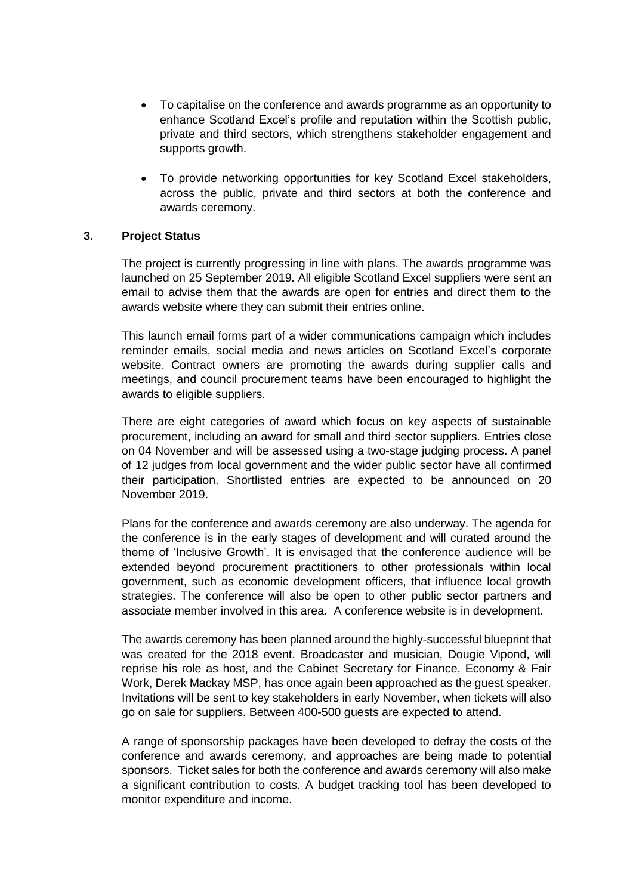- To capitalise on the conference and awards programme as an opportunity to enhance Scotland Excel's profile and reputation within the Scottish public, private and third sectors, which strengthens stakeholder engagement and supports growth.
- To provide networking opportunities for key Scotland Excel stakeholders, across the public, private and third sectors at both the conference and awards ceremony.

## 3. Project Status

The project is currently progressing in line with plans. The awards programme was launched on 25 September 2019. All eligible Scotland Excel suppliers were sent an email to advise them that the awards are open for entries and direct them to the awards website where they can submit their entries online.

This launch email forms part of a wider communications campaign which includes reminder emails, social media and news articles on Scotland Excel's corporate website. Contract owners are promoting the awards during supplier calls and meetings, and council procurement teams have been encouraged to highlight the awards to eligible suppliers.

There are eight categories of award which focus on key aspects of sustainable procurement, including an award for small and third sector suppliers. Entries close on 04 November and will be assessed using a two-stage judging process. A panel of 12 judges from local government and the wider public sector have all confirmed their participation. Shortlisted entries are expected to be announced on 20 November 2019.

Plans for the conference and awards ceremony are also underway. The agenda for the conference is in the early stages of development and will curated around the theme of 'Inclusive Growth'. It is envisaged that the conference audience will be extended beyond procurement practitioners to other professionals within local government, such as economic development officers, that influence local growth strategies. The conference will also be open to other public sector partners and associate member involved in this area. A conference website is in development.

The awards ceremony has been planned around the highly-successful blueprint that was created for the 2018 event. Broadcaster and musician, Dougie Vipond, will reprise his role as host, and the Cabinet Secretary for Finance, Economy & Fair Work, Derek Mackay MSP, has once again been approached as the guest speaker. Invitations will be sent to key stakeholders in early November, when tickets will also go on sale for suppliers. Between 400-500 guests are expected to attend.

A range of sponsorship packages have been developed to defray the costs of the conference and awards ceremony, and approaches are being made to potential sponsors. Ticket sales for both the conference and awards ceremony will also make a significant contribution to costs. A budget tracking tool has been developed to monitor expenditure and income.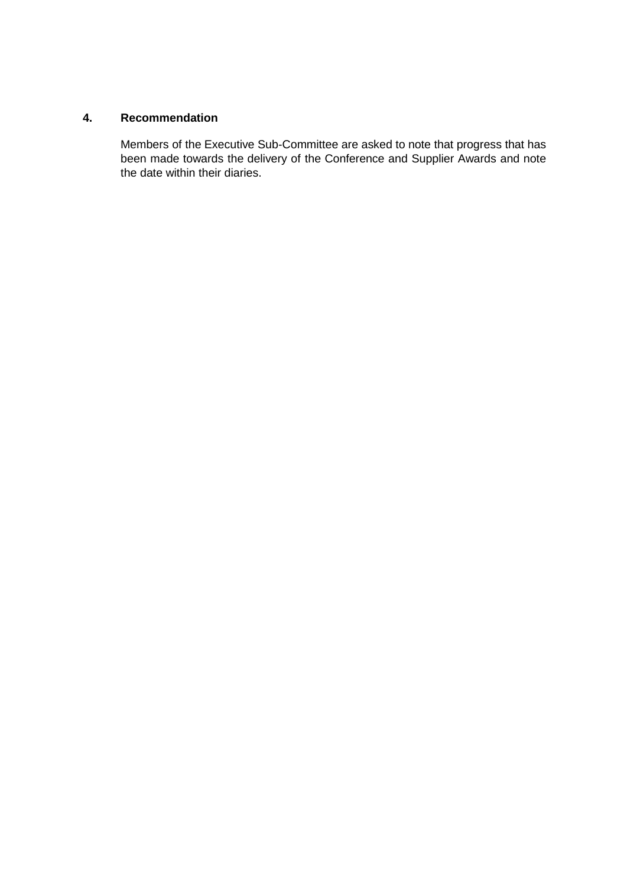## 4. Recommendation

Members of the Executive Sub-Committee are asked to note that progress that has been made towards the delivery of the Conference and Supplier Awards and note the date within their diaries.